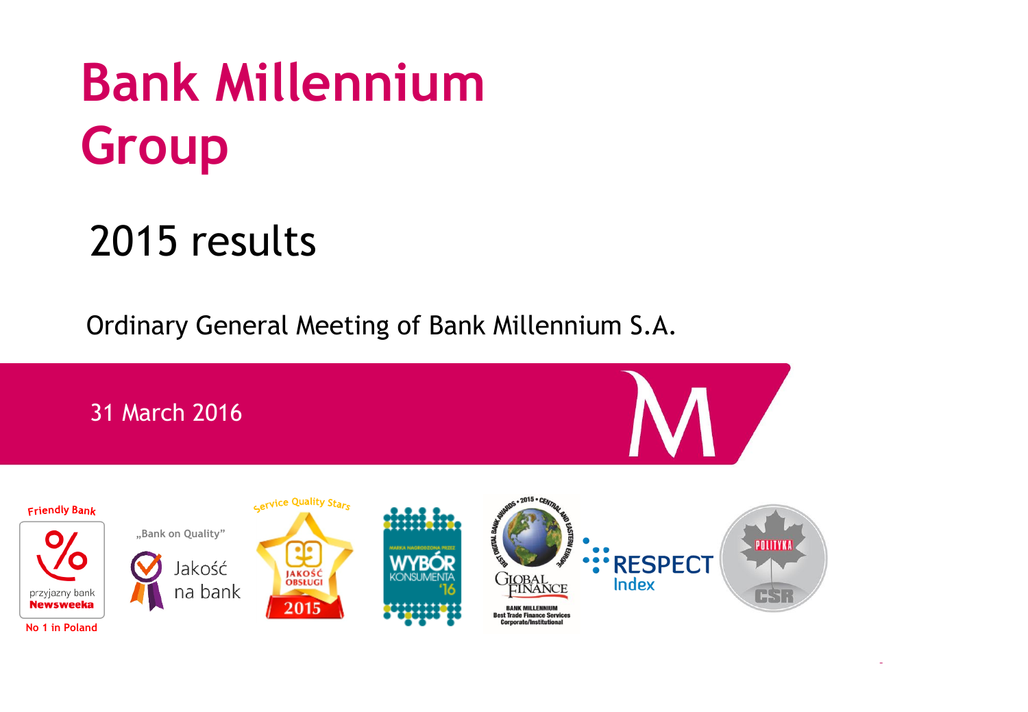# Bank Millennium Group

## 2015 results

Ordinary General Meeting of Bank Millennium S.A.

31 March 2016

Friendly Bank

przyjazny bank Newsweeka

No 1 in Poland

„Bank on Quality"

Jakość na bank

Service Quality Stars

JAKOŚĆ OBSŁUGI 2015

MARKA NAGRODZONA PRZEZ WYBÓR KONSUMENTA '16

BEST DIGITAL BANK AWARDS • 2015 • CENTRAL AND EASTERN EUROPE

GLOBAL FINANCE

BANK MILLENNIUM Best Trade Finance Services Corporate/Institutional

RESPECT Index

POLITYKA CSR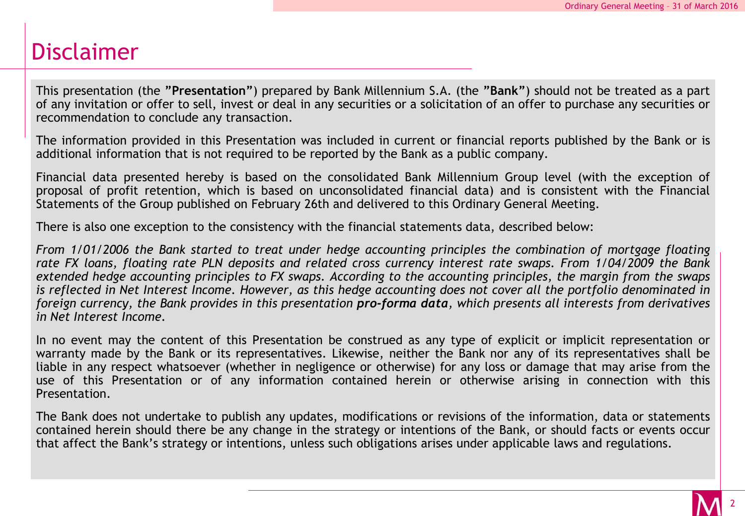# Disclaimer

This presentation (the **"Presentation"**) prepared by Bank Millennium S.A. (the **"Bank"**) should not be treated as a part of any invitation or offer to sell, invest or deal in any securities or a solicitation of an offer to purchase any securities or recommendation to conclude any transaction.

The information provided in this Presentation was included in current or financial reports published by the Bank or is additional information that is not required to be reported by the Bank as a public company.

Financial data presented hereby is based on the consolidated Bank Millennium Group level (with the exception of proposal of profit retention, which is based on unconsolidated financial data) and is consistent with the Financial Statements of the Group published on February 26th and delivered to this Ordinary General Meeting.

There is also one exception to the consistency with the financial statements data, described below:

*From 1/01/2006 the Bank started to treat under hedge accounting principles the combination of mortgage floating rate FX loans, floating rate PLN deposits and related cross currency interest rate swaps. From 1/04/2009 the Bank extended hedge accounting principles to FX swaps. According to the accounting principles, the margin from the swaps is reflected in Net Interest Income. However, as this hedge accounting does not cover all the portfolio denominated in foreign currency, the Bank provides in this presentation* ***pro-forma data****, which presents all interests from derivatives in Net Interest Income.*

In no event may the content of this Presentation be construed as any type of explicit or implicit representation or warranty made by the Bank or its representatives. Likewise, neither the Bank nor any of its representatives shall be liable in any respect whatsoever (whether in negligence or otherwise) for any loss or damage that may arise from the use of this Presentation or of any information contained herein or otherwise arising in connection with this Presentation.

The Bank does not undertake to publish any updates, modifications or revisions of the information, data or statements contained herein should there be any change in the strategy or intentions of the Bank, or should facts or events occur that affect the Bank's strategy or intentions, unless such obligations arises under applicable laws and regulations.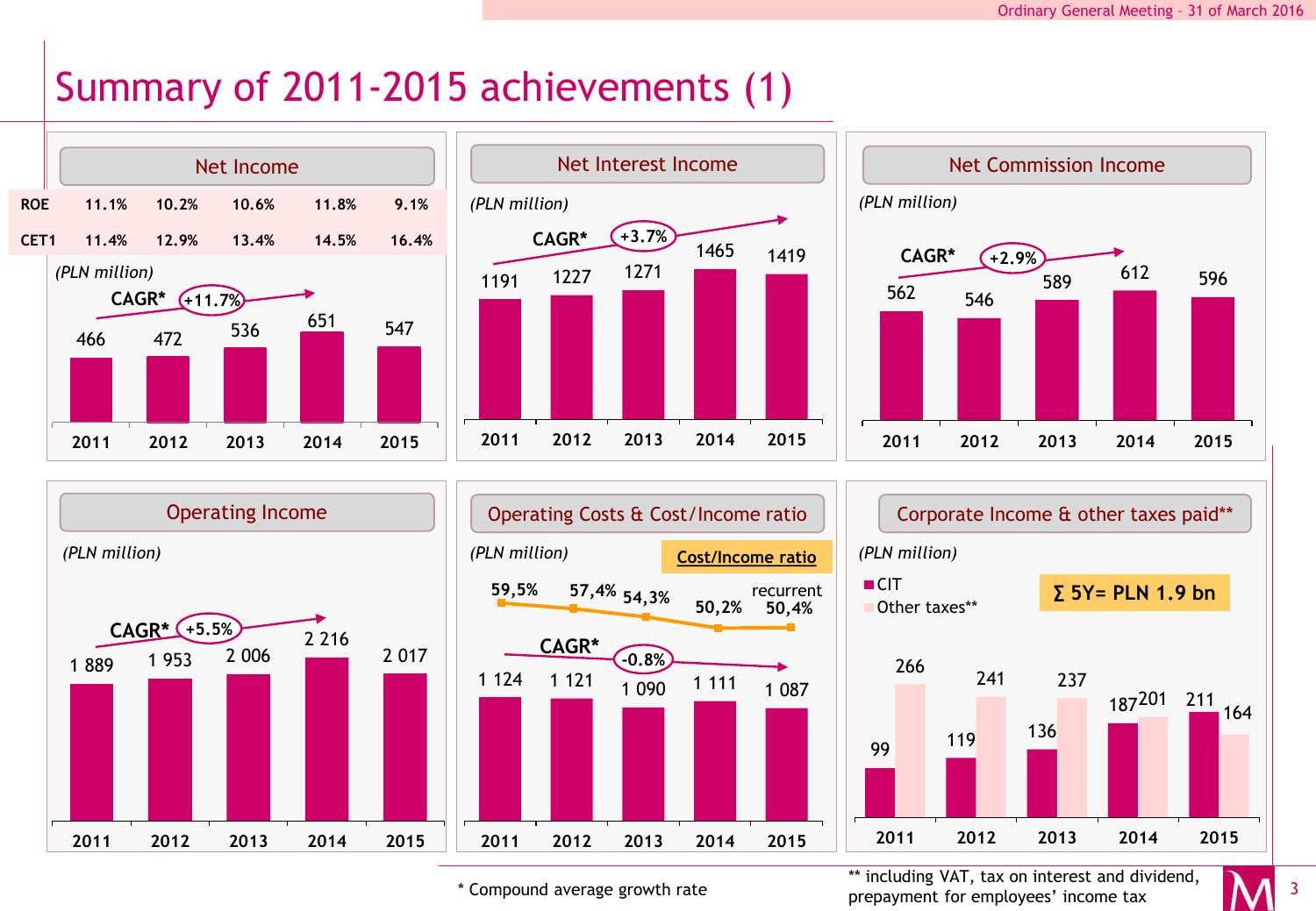# Summary of 2011-2015 achievements (1)

## Net Income

| | 2011 | 2012 | 2013 | 2014 | 2015 |
|---|---|---|---|---|---|
| ROE | 11.1% | 10.2% | 10.6% | 11.8% | 9.1% |
| CET1 | 11.4% | 12.9% | 13.4% | 14.5% | 16.4% |

*(PLN million)*

CAGR* +11.7%

| 2011 | 2012 | 2013 | 2014 | 2015 |
|---|---|---|---|---|
| 466 | 472 | 536 | 651 | 547 |

## Net Interest Income

*(PLN million)*

CAGR* +3.7%

| 2011 | 2012 | 2013 | 2014 | 2015 |
|---|---|---|---|---|
| 1191 | 1227 | 1271 | 1465 | 1419 |

## Net Commission Income

*(PLN million)*

CAGR* +2.9%

| 2011 | 2012 | 2013 | 2014 | 2015 |
|---|---|---|---|---|
| 562 | 546 | 589 | 612 | 596 |

## Operating Income

*(PLN million)*

CAGR* +5.5%

| 2011 | 2012 | 2013 | 2014 | 2015 |
|---|---|---|---|---|
| 1 889 | 1 953 | 2 006 | 2 216 | 2 017 |

## Operating Costs & Cost/Income ratio

*(PLN million)*

CAGR* -0.8%

| | 2011 | 2012 | 2013 | 2014 | 2015 |
|---|---|---|---|---|---|
| Operating Costs | 1 124 | 1 121 | 1 090 | 1 111 | 1 087 |
| Cost/Income ratio | 59,5% | 57,4% | 54,3% | 50,2% | recurrent 50,4% |

## Corporate Income & other taxes paid**

*(PLN million)*

∑ 5Y= PLN 1.9 bn

| | 2011 | 2012 | 2013 | 2014 | 2015 |
|---|---|---|---|---|---|
| CIT | 99 | 119 | 136 | 187 | 211 |
| Other taxes** | 266 | 241 | 237 | 201 | 164 |

\* Compound average growth rate

** including VAT, tax on interest and dividend, prepayment for employees' income tax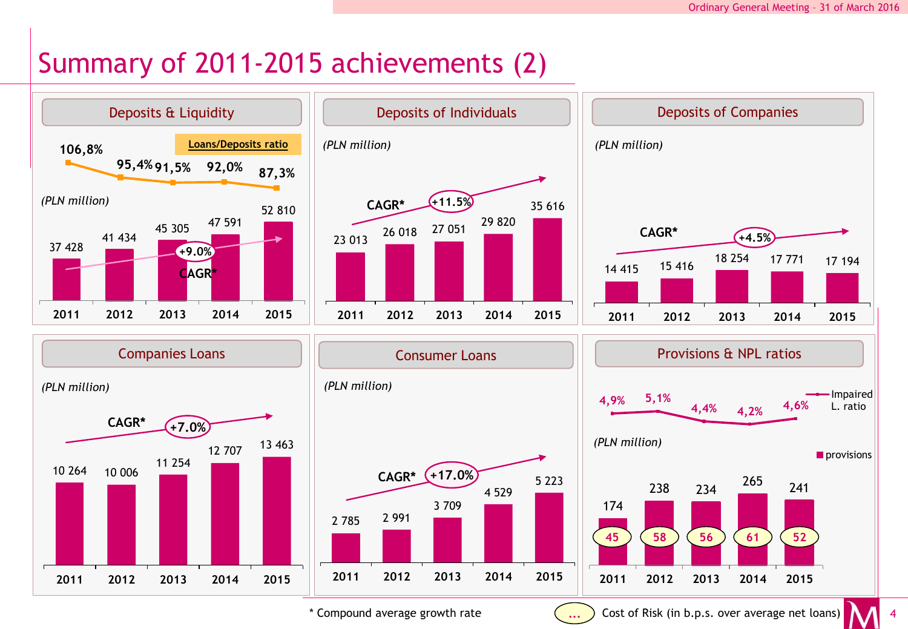# Summary of 2011-2015 achievements (2)

## Deposits & Liquidity

**Loans/Deposits ratio**

*(PLN million)*

| | 2011 | 2012 | 2013 | 2014 | 2015 |
|---|---|---|---|---|---|
| Deposits | 37 428 | 41 434 | 45 305 | 47 591 | 52 810 |
| Loans/Deposits ratio | 106,8% | 95,4% | 91,5% | 92,0% | 87,3% |

CAGR* +9.0%

## Deposits of Individuals

*(PLN million)*

| 2011 | 2012 | 2013 | 2014 | 2015 |
|---|---|---|---|---|
| 23 013 | 26 018 | 27 051 | 29 820 | 35 616 |

CAGR* +11.5%

## Deposits of Companies

*(PLN million)*

| 2011 | 2012 | 2013 | 2014 | 2015 |
|---|---|---|---|---|
| 14 415 | 15 416 | 18 254 | 17 771 | 17 194 |

CAGR* +4.5%

## Companies Loans

*(PLN million)*

| 2011 | 2012 | 2013 | 2014 | 2015 |
|---|---|---|---|---|
| 10 264 | 10 006 | 11 254 | 12 707 | 13 463 |

CAGR* +7.0%

## Consumer Loans

*(PLN million)*

| 2011 | 2012 | 2013 | 2014 | 2015 |
|---|---|---|---|---|
| 2 785 | 2 991 | 3 709 | 4 529 | 5 223 |

CAGR* +17.0%

## Provisions & NPL ratios

*(PLN million)*

| | 2011 | 2012 | 2013 | 2014 | 2015 |
|---|---|---|---|---|---|
| Impaired L. ratio | 4,9% | 5,1% | 4,4% | 4,2% | 4,6% |
| provisions | 174 | 238 | 234 | 265 | 241 |
| Cost of Risk | 45 | 58 | 56 | 61 | 52 |

\* Compound average growth rate

... Cost of Risk (in b.p.s. over average net loans)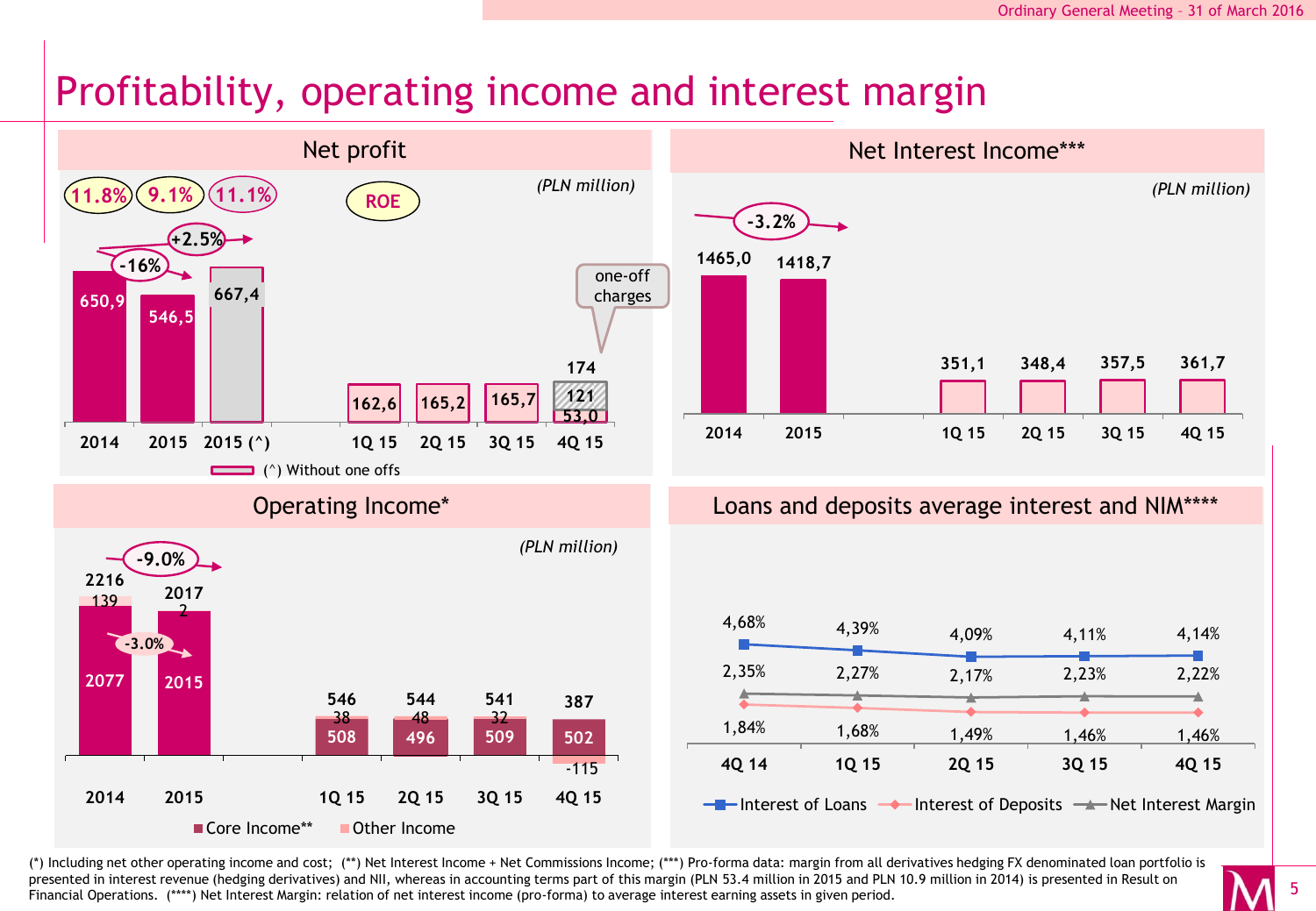# Profitability, operating income and interest margin

## Net profit

*(PLN million)*

ROE: 11.8% (2014), 9.1% (2015), 11.1% (2015 (^))

-16% (2014 → 2015); +2.5% (2014 → 2015 (^))

| | 2014 | 2015 | 2015 (^) | 1Q 15 | 2Q 15 | 3Q 15 | 4Q 15 |
|---|---|---|---|---|---|---|---|
| Net profit | 650,9 | 546,5 | 667,4 | 162,6 | 165,2 | 165,7 | 174 (53,0 + 121 one-off charges) |

(^) Without one offs

## Net Interest Income***

*(PLN million)*

-3.2% (2014 → 2015)

| 2014 | 2015 | 1Q 15 | 2Q 15 | 3Q 15 | 4Q 15 |
|---|---|---|---|---|---|
| 1465,0 | 1418,7 | 351,1 | 348,4 | 357,5 | 361,7 |

## Operating Income*

*(PLN million)*

-9.0% (total 2014 → 2015); -3.0% (core income 2014 → 2015)

| | 2014 | 2015 | 1Q 15 | 2Q 15 | 3Q 15 | 4Q 15 |
|---|---|---|---|---|---|---|
| Core Income** | 2077 | 2015 | 508 | 496 | 509 | 502 |
| Other Income | 139 | 2 | 38 | 48 | 32 | -115 |
| Total | 2216 | 2017 | 546 | 544 | 541 | 387 |

## Loans and deposits average interest and NIM****

| | 4Q 14 | 1Q 15 | 2Q 15 | 3Q 15 | 4Q 15 |
|---|---|---|---|---|---|
| Interest of Loans | 4,68% | 4,39% | 4,09% | 4,11% | 4,14% |
| Interest of Deposits | 1,84% | 1,68% | 1,49% | 1,46% | 1,46% |
| Net Interest Margin | 2,35% | 2,27% | 2,17% | 2,23% | 2,22% |

(*) Including net other operating income and cost; (**) Net Interest Income + Net Commissions Income; (***) Pro-forma data: margin from all derivatives hedging FX denominated loan portfolio is presented in interest revenue (hedging derivatives) and NII, whereas in accounting terms part of this margin (PLN 53.4 million in 2015 and PLN 10.9 million in 2014) is presented in Result on Financial Operations. (****) Net Interest Margin: relation of net interest income (pro-forma) to average interest earning assets in given period.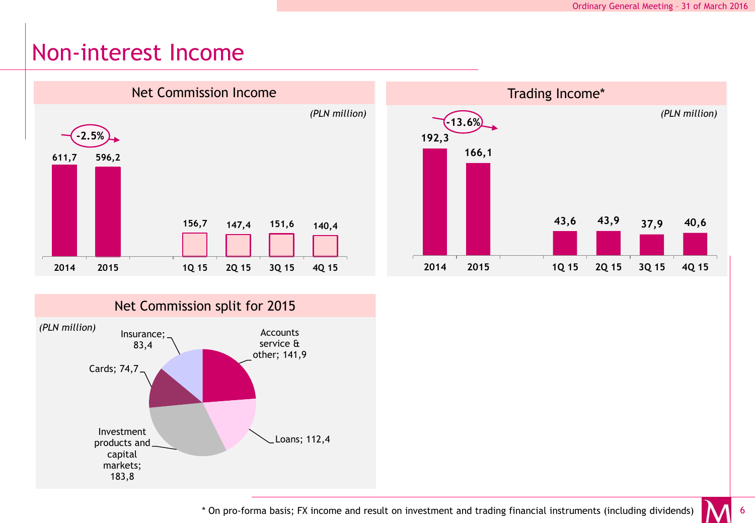# Non-interest Income

## Net Commission Income

*(PLN million)*

| | 2014 | 2015 | 1Q 15 | 2Q 15 | 3Q 15 | 4Q 15 |
|---|---|---|---|---|---|---|
| Net Commission Income | 611,7 | 596,2 | 156,7 | 147,4 | 151,6 | 140,4 |

-2.5%

## Trading Income*

*(PLN million)*

| | 2014 | 2015 | 1Q 15 | 2Q 15 | 3Q 15 | 4Q 15 |
|---|---|---|---|---|---|---|
| Trading Income* | 192,3 | 166,1 | 43,6 | 43,9 | 37,9 | 40,6 |

-13.6%

## Net Commission split for 2015

*(PLN million)*

| Category | Value |
|---|---|
| Accounts service & other | 141,9 |
| Loans | 112,4 |
| Investment products and capital markets | 183,8 |
| Cards | 74,7 |
| Insurance | 83,4 |

\* On pro-forma basis; FX income and result on investment and trading financial instruments (including dividends)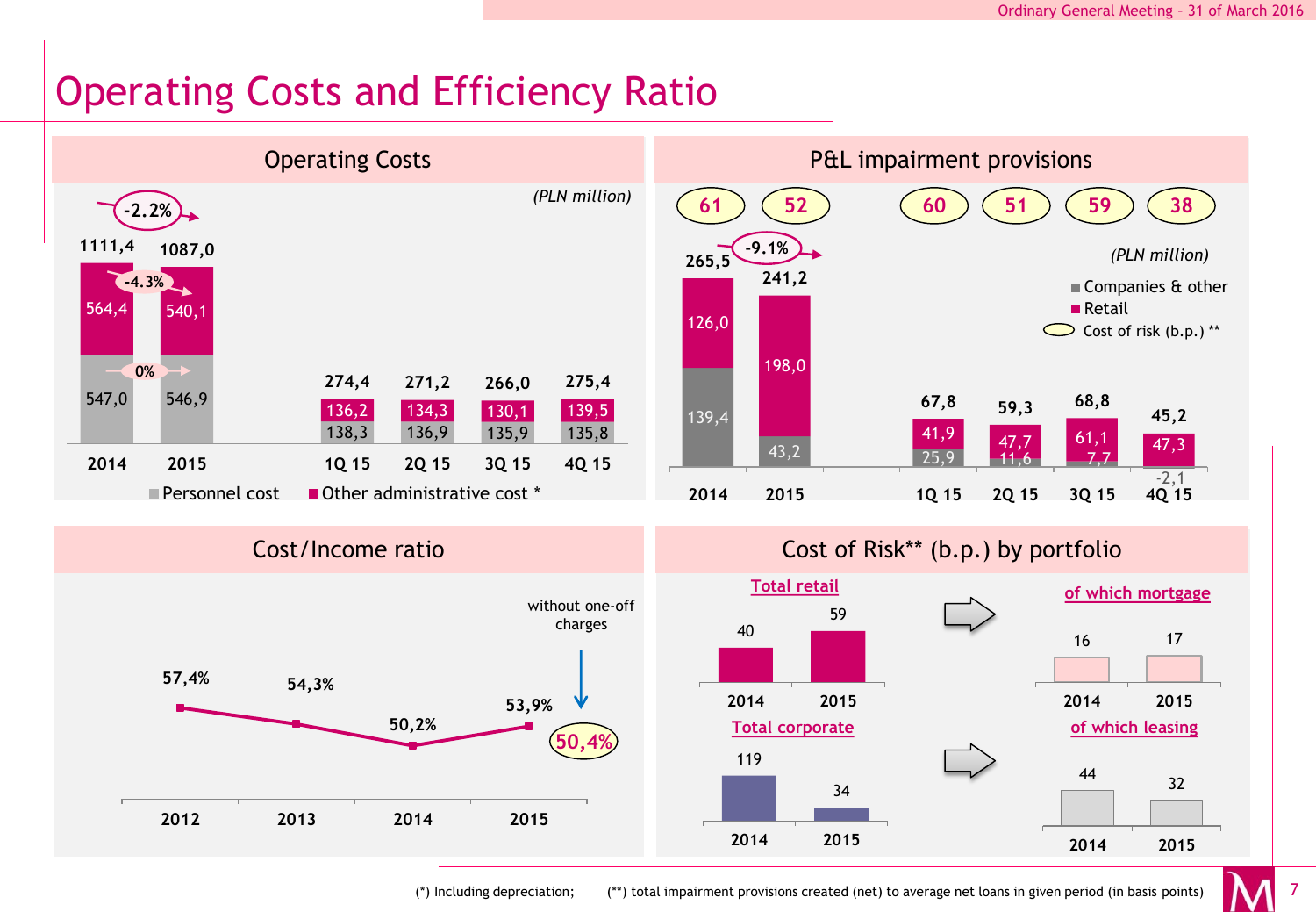# Operating Costs and Efficiency Ratio

## Operating Costs

*(PLN million)*

| | 2014 | 2015 | 1Q 15 | 2Q 15 | 3Q 15 | 4Q 15 |
|---|---|---|---|---|---|---|
| Total | 1111,4 | 1087,0 | 274,4 | 271,2 | 266,0 | 275,4 |
| Other administrative cost * | 564,4 | 540,1 | 136,2 | 134,3 | 130,1 | 139,5 |
| Personnel cost | 547,0 | 546,9 | 138,3 | 136,9 | 135,9 | 135,8 |

Change 2015 vs 2014: Total -2.2%; Other administrative cost -4.3%; Personnel cost 0%

## P&L impairment provisions

*(PLN million)*

| | 2014 | 2015 | 1Q 15 | 2Q 15 | 3Q 15 | 4Q 15 |
|---|---|---|---|---|---|---|
| Total | 265,5 | 241,2 | 67,8 | 59,3 | 68,8 | 45,2 |
| Retail | 126,0 | 198,0 | 41,9 | 47,7 | 61,1 | 47,3 |
| Companies & other | 139,4 | 43,2 | 25,9 | 11,6 | 7,7 | -2,1 |
| Cost of risk (b.p.) ** | 61 | 52 | 60 | 51 | 59 | 38 |

Change 2015 vs 2014: -9.1%

## Cost/Income ratio

| 2012 | 2013 | 2014 | 2015 |
|---|---|---|---|
| 57,4% | 54,3% | 50,2% | 53,9% |

without one-off charges: 50,4%

## Cost of Risk** (b.p.) by portfolio

| | 2014 | 2015 |
|---|---|---|
| Total retail | 40 | 59 |
| of which mortgage | 16 | 17 |
| Total corporate | 119 | 34 |
| of which leasing | 44 | 32 |

(*) Including depreciation; (**) total impairment provisions created (net) to average net loans in given period (in basis points)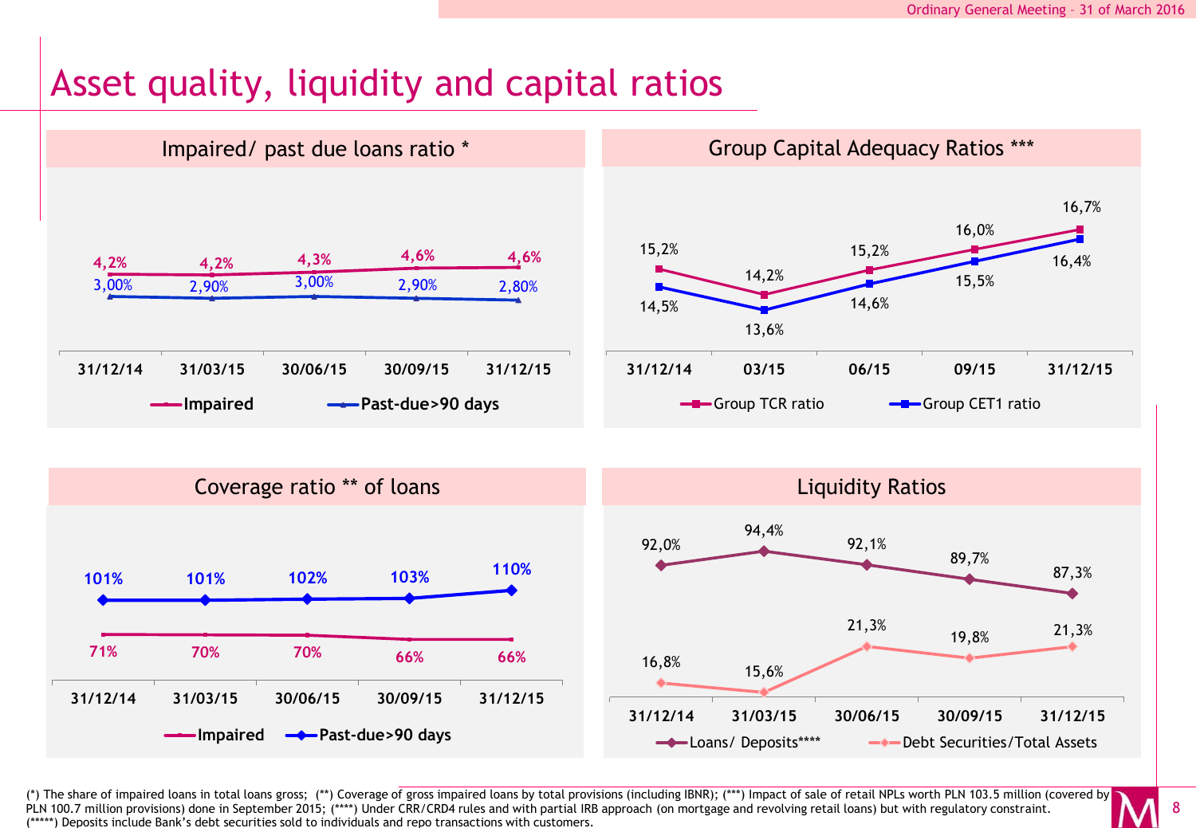# Asset quality, liquidity and capital ratios

## Impaired/ past due loans ratio *

| | 31/12/14 | 31/03/15 | 30/06/15 | 30/09/15 | 31/12/15 |
|---|---|---|---|---|---|
| Impaired | 4,2% | 4,2% | 4,3% | 4,6% | 4,6% |
| Past-due>90 days | 3,00% | 2,90% | 3,00% | 2,90% | 2,80% |

## Group Capital Adequacy Ratios ***

| | 31/12/14 | 03/15 | 06/15 | 09/15 | 31/12/15 |
|---|---|---|---|---|---|
| Group TCR ratio | 15,2% | 14,2% | 15,2% | 16,0% | 16,7% |
| Group CET1 ratio | 14,5% | 13,6% | 14,6% | 15,5% | 16,4% |

## Coverage ratio ** of loans

| | 31/12/14 | 31/03/15 | 30/06/15 | 30/09/15 | 31/12/15 |
|---|---|---|---|---|---|
| Impaired | 71% | 70% | 70% | 66% | 66% |
| Past-due>90 days | 101% | 101% | 102% | 103% | 110% |

## Liquidity Ratios

| | 31/12/14 | 31/03/15 | 30/06/15 | 30/09/15 | 31/12/15 |
|---|---|---|---|---|---|
| Loans/ Deposits**** | 92,0% | 94,4% | 92,1% | 89,7% | 87,3% |
| Debt Securities/Total Assets | 16,8% | 15,6% | 21,3% | 19,8% | 21,3% |

(*) The share of impaired loans in total loans gross; (**) Coverage of gross impaired loans by total provisions (including IBNR); (***) Impact of sale of retail NPLs worth PLN 103.5 million (covered by PLN 100.7 million provisions) done in September 2015; (****) Under CRR/CRD4 rules and with partial IRB approach (on mortgage and revolving retail loans) but with regulatory constraint. (*****) Deposits include Bank's debt securities sold to individuals and repo transactions with customers.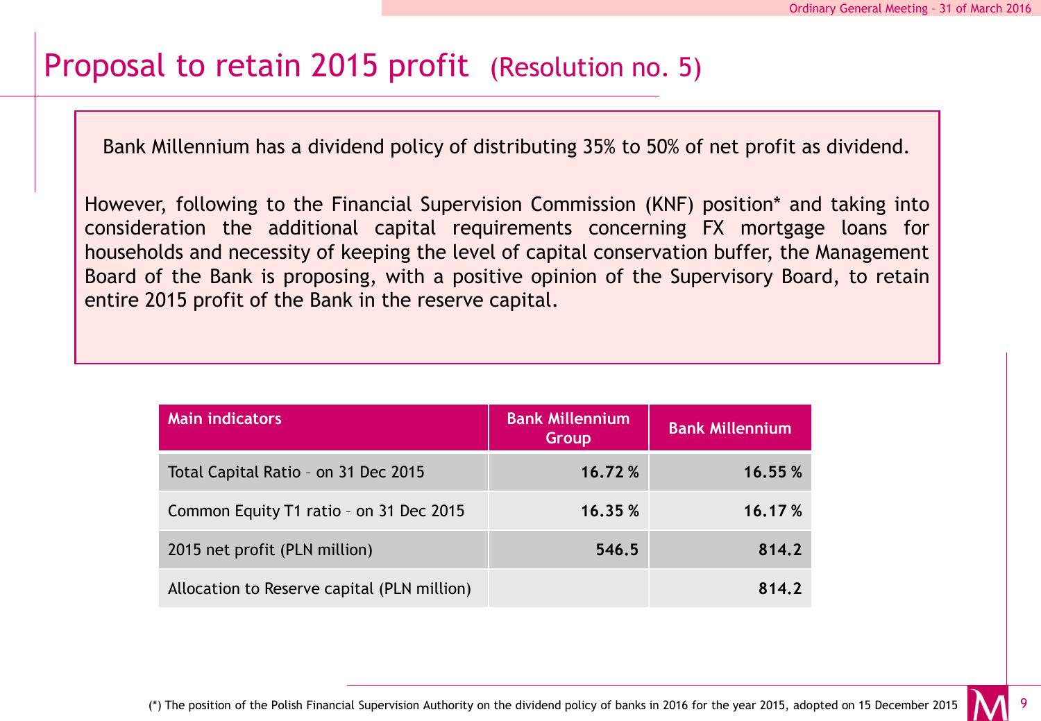# Proposal to retain 2015 profit (Resolution no. 5)

Bank Millennium has a dividend policy of distributing 35% to 50% of net profit as dividend.

However, following to the Financial Supervision Commission (KNF) position* and taking into consideration the additional capital requirements concerning FX mortgage loans for households and necessity of keeping the level of capital conservation buffer, the Management Board of the Bank is proposing, with a positive opinion of the Supervisory Board, to retain entire 2015 profit of the Bank in the reserve capital.

| Main indicators | Bank Millennium Group | Bank Millennium |
|---|---|---|
| Total Capital Ratio – on 31 Dec 2015 | **16.72 %** | **16.55 %** |
| Common Equity T1 ratio – on 31 Dec 2015 | **16.35 %** | **16.17 %** |
| 2015 net profit (PLN million) | **546.5** | **814.2** |
| Allocation to Reserve capital (PLN million) | | **814.2** |

(*) The position of the Polish Financial Supervision Authority on the dividend policy of banks in 2016 for the year 2015, adopted on 15 December 2015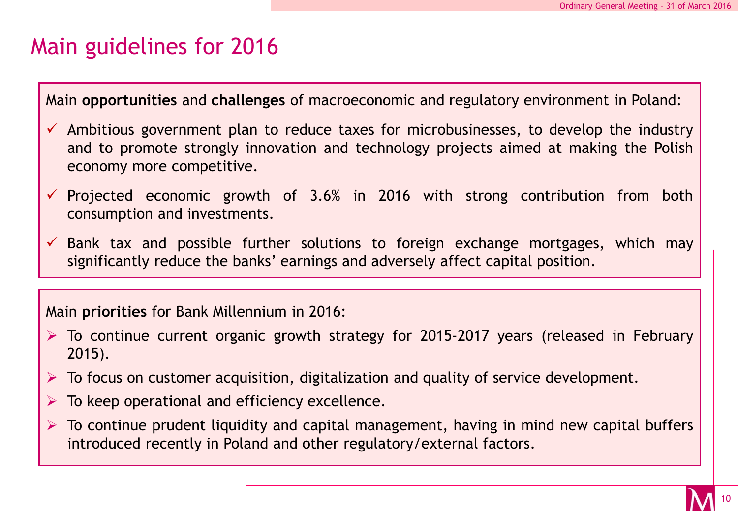# Main guidelines for 2016

Main **opportunities** and **challenges** of macroeconomic and regulatory environment in Poland:

- ✓ Ambitious government plan to reduce taxes for microbusinesses, to develop the industry and to promote strongly innovation and technology projects aimed at making the Polish economy more competitive.
- ✓ Projected economic growth of 3.6% in 2016 with strong contribution from both consumption and investments.
- ✓ Bank tax and possible further solutions to foreign exchange mortgages, which may significantly reduce the banks' earnings and adversely affect capital position.

Main **priorities** for Bank Millennium in 2016:

- To continue current organic growth strategy for 2015-2017 years (released in February 2015).
- To focus on customer acquisition, digitalization and quality of service development.
- To keep operational and efficiency excellence.
- To continue prudent liquidity and capital management, having in mind new capital buffers introduced recently in Poland and other regulatory/external factors.